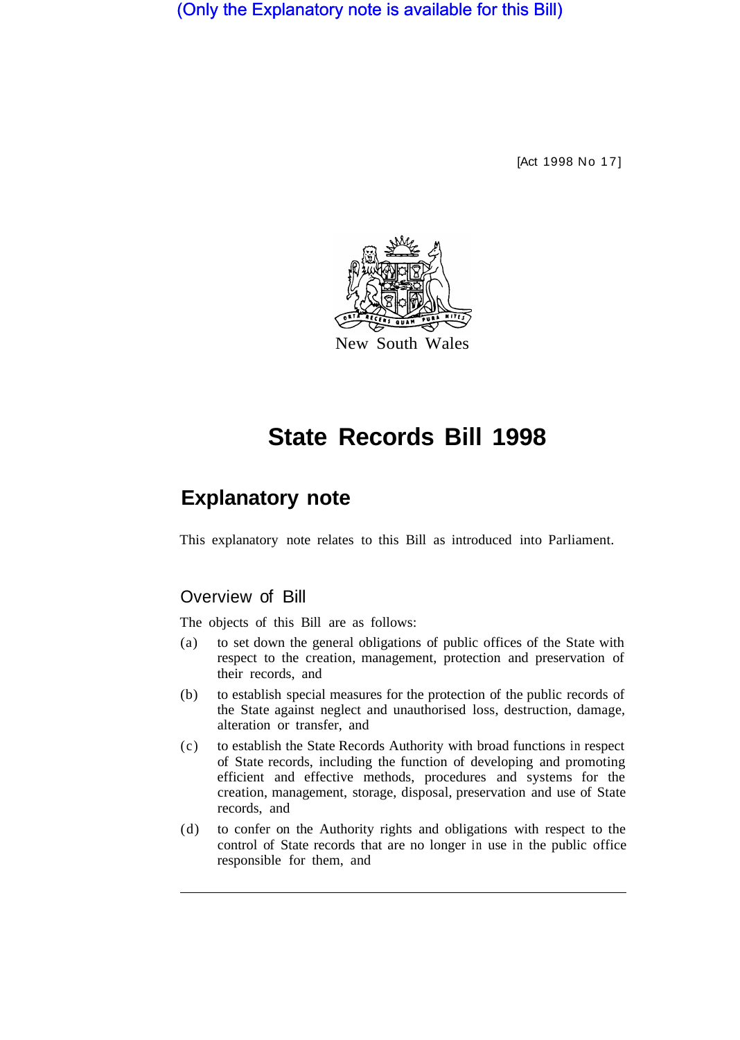(Only the Explanatory note is available for this Bill)

[Act 1998 No 17]

New South Wales

# State Records Bill 1998

## Explanatory note

This explanatory note relates to this Bill as introduced into Parliament.

### Overview of Bill

The objects of this Bill are as follows:

(a) to set down the general obligations of public offices of the State with respect to the creation, management, protection and preservation of their records, and

(b) to establish special measures for the protection of the public records of the State against neglect and unauthorised loss, destruction, damage, alteration or transfer, and

(c) to establish the State Records Authority with broad functions in respect of State records, including the function of developing and promoting efficient and effective methods, procedures and systems for the creation, management, storage, disposal, preservation and use of State records, and

(d) to confer on the Authority rights and obligations with respect to the control of State records that are no longer in use in the public office responsible for them, and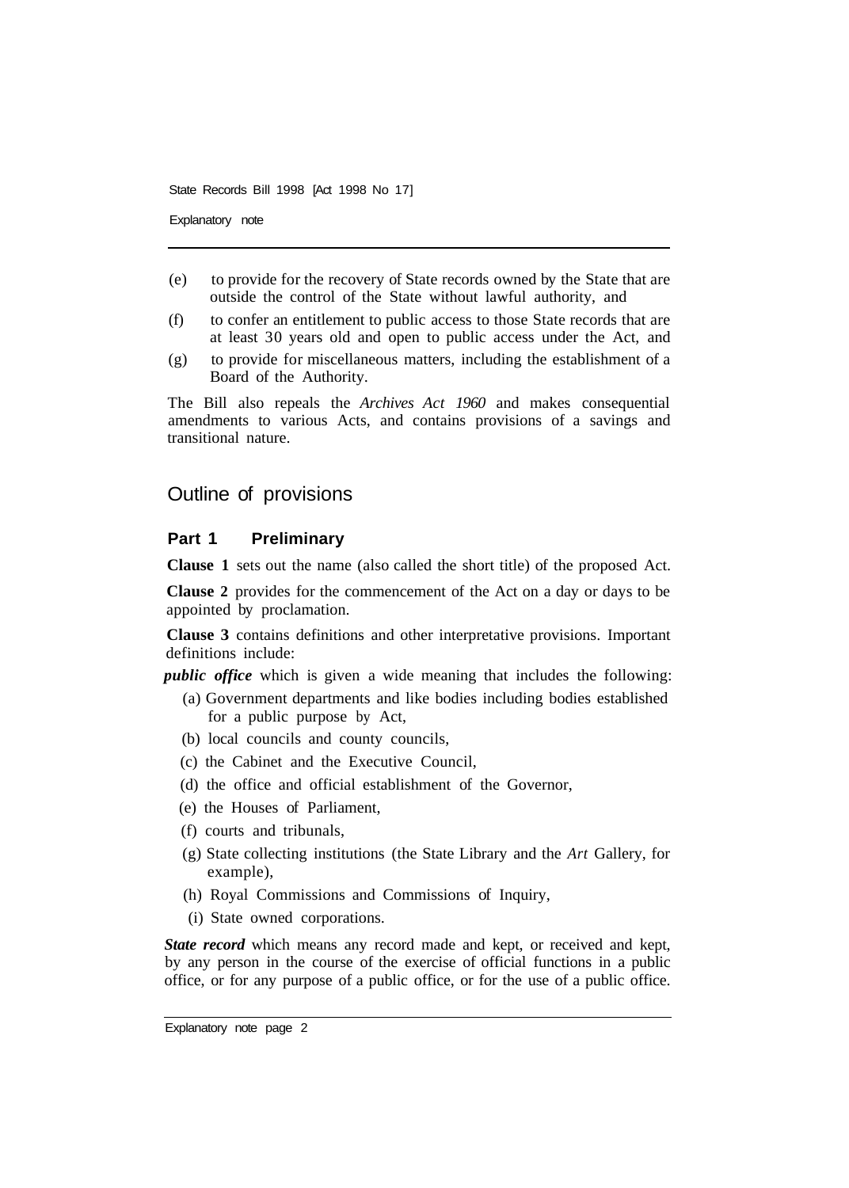(e) to provide for the recovery of State records owned by the State that are outside the control of the State without lawful authority, and

(f) to confer an entitlement to public access to those State records that are at least 30 years old and open to public access under the Act, and

(g) to provide for miscellaneous matters, including the establishment of a Board of the Authority.

The Bill also repeals the *Archives Act 1960* and makes consequential amendments to various Acts, and contains provisions of a savings and transitional nature.

## Outline of provisions

### Part 1 Preliminary

**Clause 1** sets out the name (also called the short title) of the proposed Act.

**Clause 2** provides for the commencement of the Act on a day or days to be appointed by proclamation.

**Clause 3** contains definitions and other interpretative provisions. Important definitions include:

***public office*** which is given a wide meaning that includes the following:

(a) Government departments and like bodies including bodies established for a public purpose by Act,

(b) local councils and county councils,

(c) the Cabinet and the Executive Council,

(d) the office and official establishment of the Governor,

(e) the Houses of Parliament,

(f) courts and tribunals,

(g) State collecting institutions (the State Library and the *Art* Gallery, for example),

(h) Royal Commissions and Commissions of Inquiry,

(i) State owned corporations.

***State record*** which means any record made and kept, or received and kept, by any person in the course of the exercise of official functions in a public office, or for any purpose of a public office, or for the use of a public office.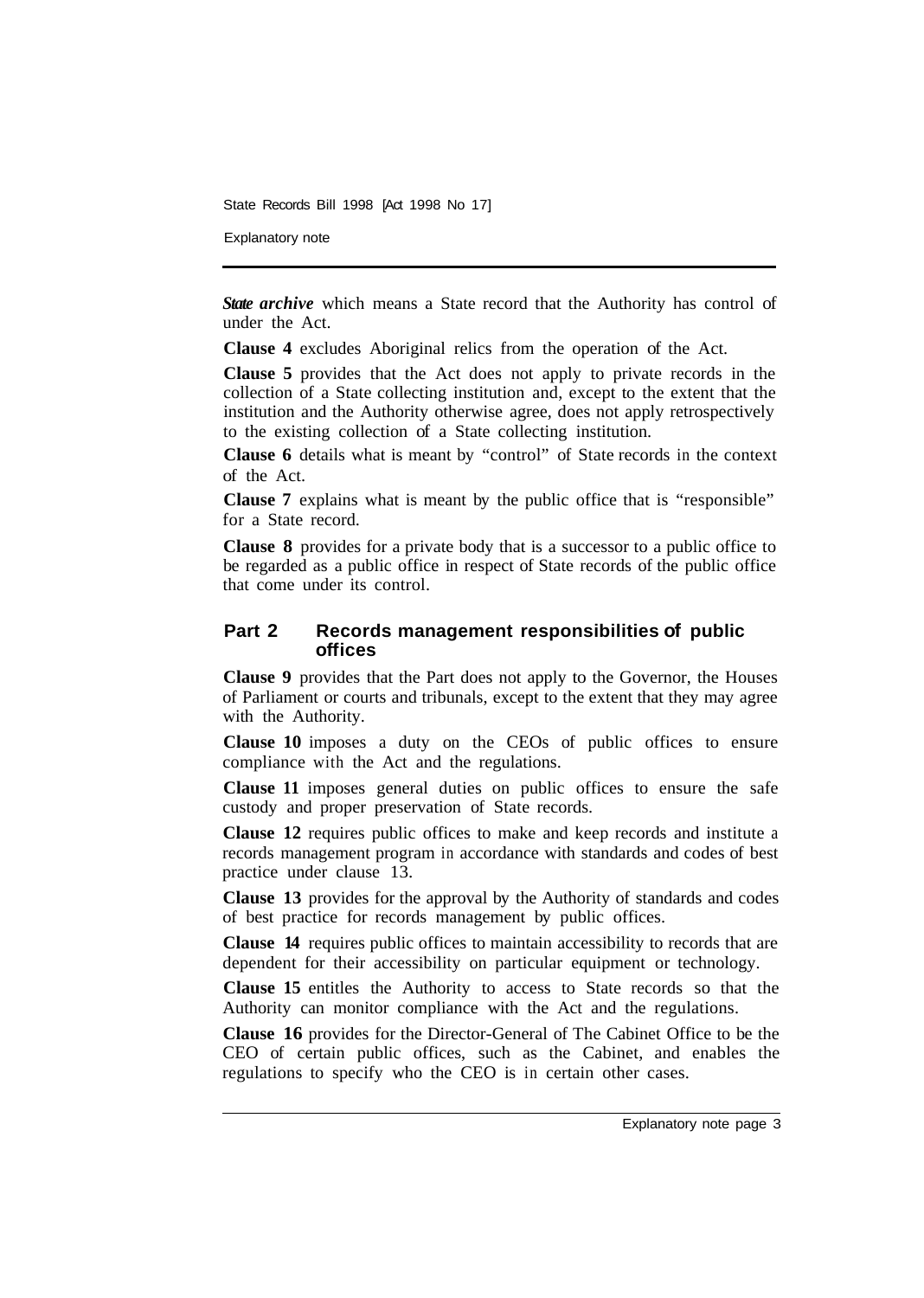***State archive*** which means a State record that the Authority has control of under the Act.

**Clause 4** excludes Aboriginal relics from the operation of the Act.

**Clause 5** provides that the Act does not apply to private records in the collection of a State collecting institution and, except to the extent that the institution and the Authority otherwise agree, does not apply retrospectively to the existing collection of a State collecting institution.

**Clause 6** details what is meant by "control" of State records in the context of the Act.

**Clause 7** explains what is meant by the public office that is "responsible" for a State record.

**Clause 8** provides for a private body that is a successor to a public office to be regarded as a public office in respect of State records of the public office that come under its control.

## Part 2 Records management responsibilities of public offices

**Clause 9** provides that the Part does not apply to the Governor, the Houses of Parliament or courts and tribunals, except to the extent that they may agree with the Authority.

**Clause 10** imposes a duty on the CEOs of public offices to ensure compliance with the Act and the regulations.

**Clause 11** imposes general duties on public offices to ensure the safe custody and proper preservation of State records.

**Clause 12** requires public offices to make and keep records and institute a records management program in accordance with standards and codes of best practice under clause 13.

**Clause 13** provides for the approval by the Authority of standards and codes of best practice for records management by public offices.

**Clause 14** requires public offices to maintain accessibility to records that are dependent for their accessibility on particular equipment or technology.

**Clause 15** entitles the Authority to access to State records so that the Authority can monitor compliance with the Act and the regulations.

**Clause 16** provides for the Director-General of The Cabinet Office to be the CEO of certain public offices, such as the Cabinet, and enables the regulations to specify who the CEO is in certain other cases.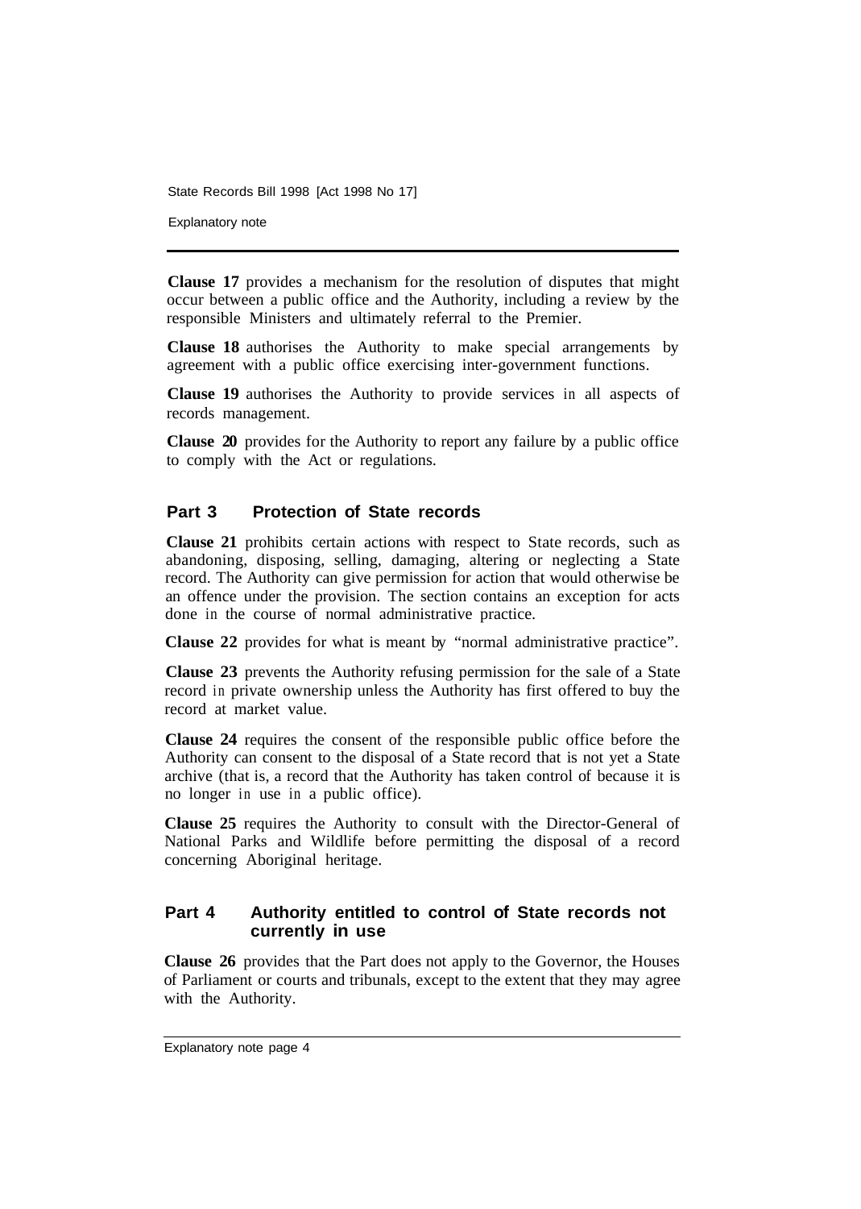**Clause 17** provides a mechanism for the resolution of disputes that might occur between a public office and the Authority, including a review by the responsible Ministers and ultimately referral to the Premier.

**Clause 18** authorises the Authority to make special arrangements by agreement with a public office exercising inter-government functions.

**Clause 19** authorises the Authority to provide services in all aspects of records management.

**Clause 20** provides for the Authority to report any failure by a public office to comply with the Act or regulations.

## Part 3 Protection of State records

**Clause 21** prohibits certain actions with respect to State records, such as abandoning, disposing, selling, damaging, altering or neglecting a State record. The Authority can give permission for action that would otherwise be an offence under the provision. The section contains an exception for acts done in the course of normal administrative practice.

**Clause 22** provides for what is meant by "normal administrative practice".

**Clause 23** prevents the Authority refusing permission for the sale of a State record in private ownership unless the Authority has first offered to buy the record at market value.

**Clause 24** requires the consent of the responsible public office before the Authority can consent to the disposal of a State record that is not yet a State archive (that is, a record that the Authority has taken control of because it is no longer in use in a public office).

**Clause 25** requires the Authority to consult with the Director-General of National Parks and Wildlife before permitting the disposal of a record concerning Aboriginal heritage.

## Part 4 Authority entitled to control of State records not currently in use

**Clause 26** provides that the Part does not apply to the Governor, the Houses of Parliament or courts and tribunals, except to the extent that they may agree with the Authority.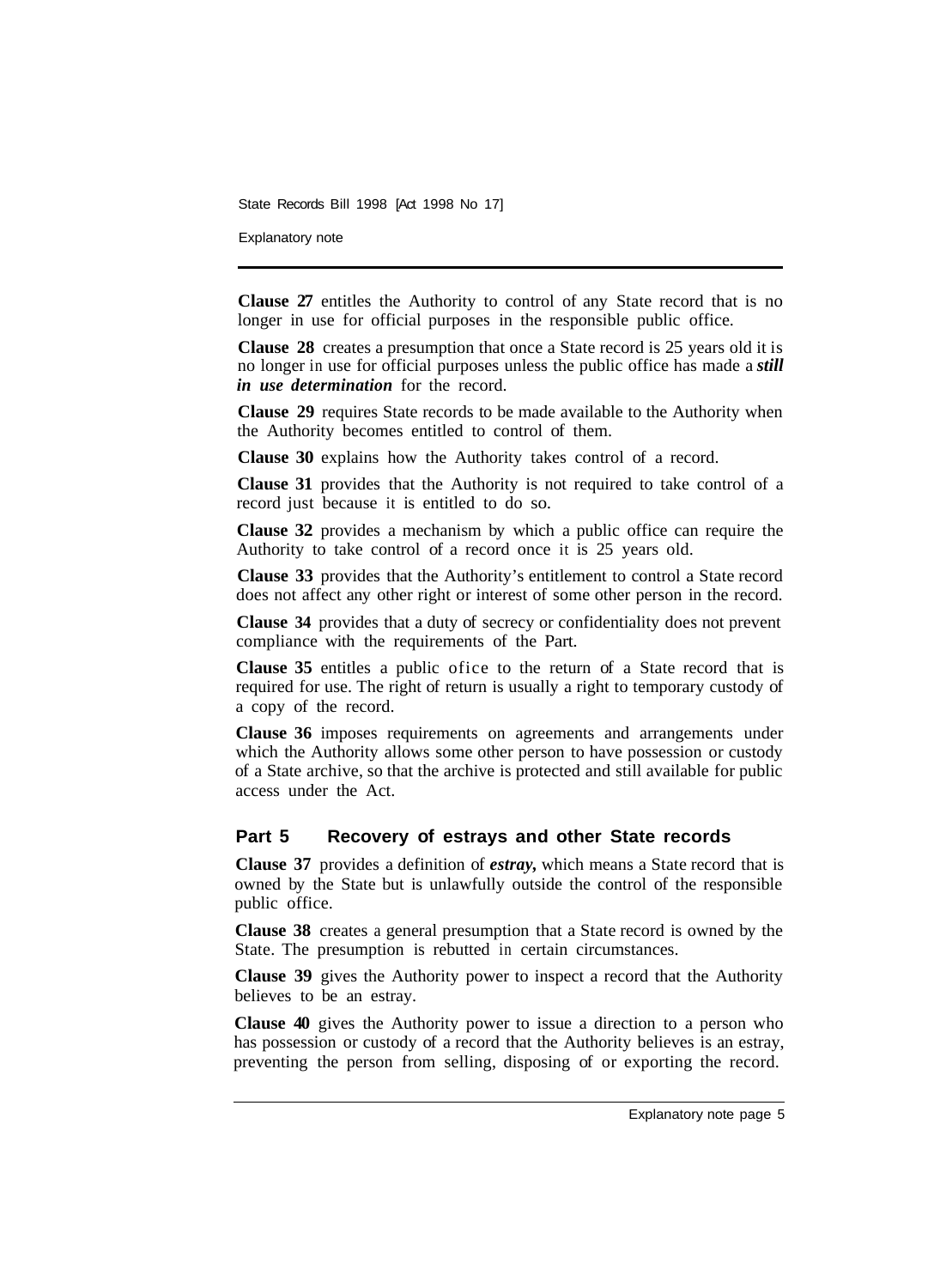**Clause 27** entitles the Authority to control of any State record that is no longer in use for official purposes in the responsible public office.

**Clause 28** creates a presumption that once a State record is 25 years old it is no longer in use for official purposes unless the public office has made a ***still in use determination*** for the record.

**Clause 29** requires State records to be made available to the Authority when the Authority becomes entitled to control of them.

**Clause 30** explains how the Authority takes control of a record.

**Clause 31** provides that the Authority is not required to take control of a record just because it is entitled to do so.

**Clause 32** provides a mechanism by which a public office can require the Authority to take control of a record once it is 25 years old.

**Clause 33** provides that the Authority's entitlement to control a State record does not affect any other right or interest of some other person in the record.

**Clause 34** provides that a duty of secrecy or confidentiality does not prevent compliance with the requirements of the Part.

**Clause 35** entitles a public ofice to the return of a State record that is required for use. The right of return is usually a right to temporary custody of a copy of the record.

**Clause 36** imposes requirements on agreements and arrangements under which the Authority allows some other person to have possession or custody of a State archive, so that the archive is protected and still available for public access under the Act.

## Part 5 Recovery of estrays and other State records

**Clause 37** provides a definition of ***estray***, which means a State record that is owned by the State but is unlawfully outside the control of the responsible public office.

**Clause 38** creates a general presumption that a State record is owned by the State. The presumption is rebutted in certain circumstances.

**Clause 39** gives the Authority power to inspect a record that the Authority believes to be an estray.

**Clause 40** gives the Authority power to issue a direction to a person who has possession or custody of a record that the Authority believes is an estray, preventing the person from selling, disposing of or exporting the record.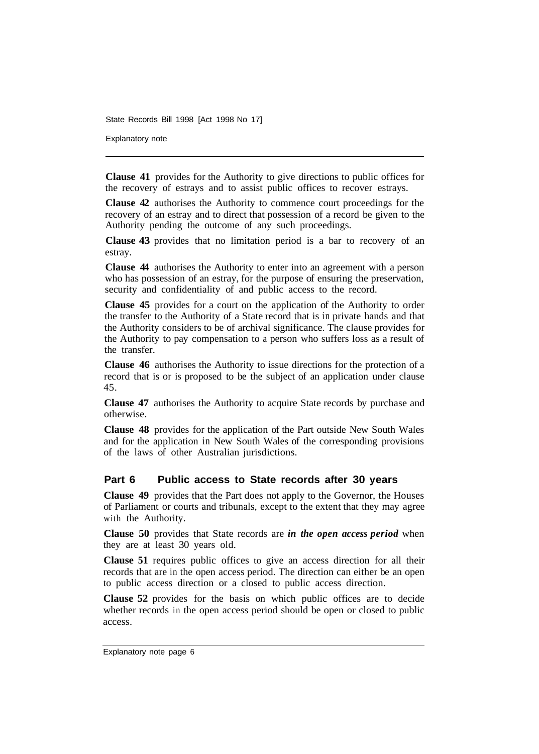**Clause 41** provides for the Authority to give directions to public offices for the recovery of estrays and to assist public offices to recover estrays.

**Clause 42** authorises the Authority to commence court proceedings for the recovery of an estray and to direct that possession of a record be given to the Authority pending the outcome of any such proceedings.

**Clause 43** provides that no limitation period is a bar to recovery of an estray.

**Clause 44** authorises the Authority to enter into an agreement with a person who has possession of an estray, for the purpose of ensuring the preservation, security and confidentiality of and public access to the record.

**Clause 45** provides for a court on the application of the Authority to order the transfer to the Authority of a State record that is in private hands and that the Authority considers to be of archival significance. The clause provides for the Authority to pay compensation to a person who suffers loss as a result of the transfer.

**Clause 46** authorises the Authority to issue directions for the protection of a record that is or is proposed to be the subject of an application under clause 45.

**Clause 47** authorises the Authority to acquire State records by purchase and otherwise.

**Clause 48** provides for the application of the Part outside New South Wales and for the application in New South Wales of the corresponding provisions of the laws of other Australian jurisdictions.

## Part 6 Public access to State records after 30 years

**Clause 49** provides that the Part does not apply to the Governor, the Houses of Parliament or courts and tribunals, except to the extent that they may agree with the Authority.

**Clause 50** provides that State records are ***in the open access period*** when they are at least 30 years old.

**Clause 51** requires public offices to give an access direction for all their records that are in the open access period. The direction can either be an open to public access direction or a closed to public access direction.

**Clause 52** provides for the basis on which public offices are to decide whether records in the open access period should be open or closed to public access.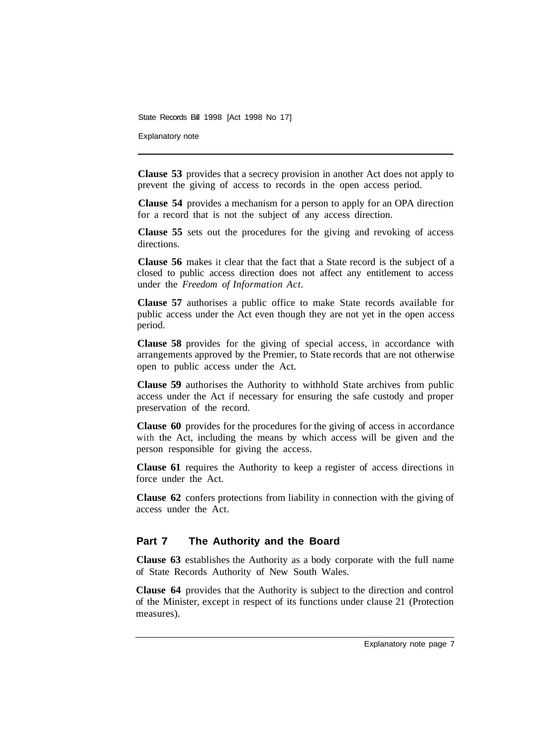**Clause 53** provides that a secrecy provision in another Act does not apply to prevent the giving of access to records in the open access period.

**Clause 54** provides a mechanism for a person to apply for an OPA direction for a record that is not the subject of any access direction.

**Clause 55** sets out the procedures for the giving and revoking of access directions.

**Clause 56** makes it clear that the fact that a State record is the subject of a closed to public access direction does not affect any entitlement to access under the *Freedom of Information Act*.

**Clause 57** authorises a public office to make State records available for public access under the Act even though they are not yet in the open access period.

**Clause 58** provides for the giving of special access, in accordance with arrangements approved by the Premier, to State records that are not otherwise open to public access under the Act.

**Clause 59** authorises the Authority to withhold State archives from public access under the Act if necessary for ensuring the safe custody and proper preservation of the record.

**Clause 60** provides for the procedures for the giving of access in accordance with the Act, including the means by which access will be given and the person responsible for giving the access.

**Clause 61** requires the Authority to keep a register of access directions in force under the Act.

**Clause 62** confers protections from liability in connection with the giving of access under the Act.

## Part 7 The Authority and the Board

**Clause 63** establishes the Authority as a body corporate with the full name of State Records Authority of New South Wales.

**Clause 64** provides that the Authority is subject to the direction and control of the Minister, except in respect of its functions under clause 21 (Protection measures).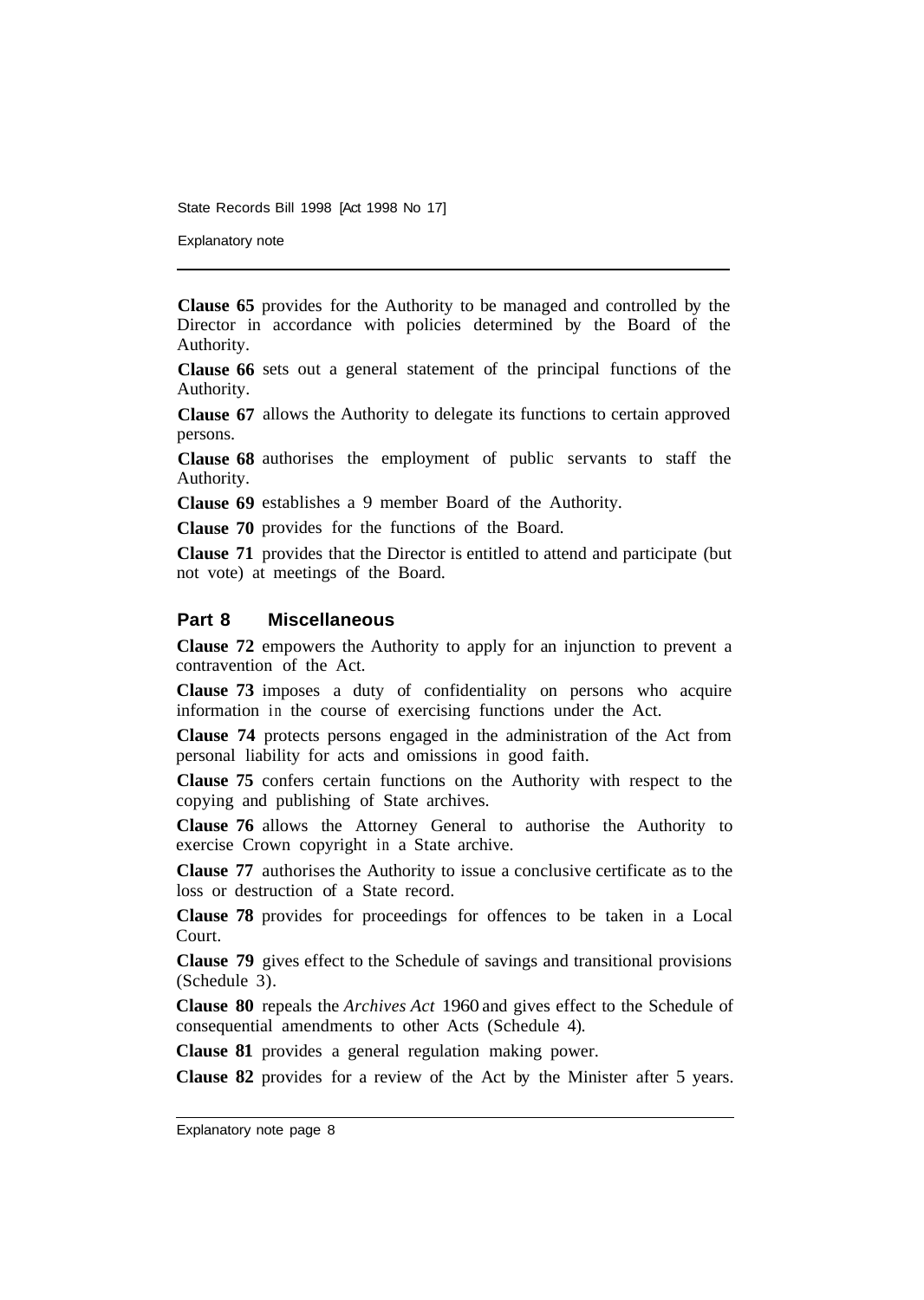**Clause 65** provides for the Authority to be managed and controlled by the Director in accordance with policies determined by the Board of the Authority.

**Clause 66** sets out a general statement of the principal functions of the Authority.

**Clause 67** allows the Authority to delegate its functions to certain approved persons.

**Clause 68** authorises the employment of public servants to staff the Authority.

**Clause 69** establishes a 9 member Board of the Authority.

**Clause 70** provides for the functions of the Board.

**Clause 71** provides that the Director is entitled to attend and participate (but not vote) at meetings of the Board.

## Part 8 Miscellaneous

**Clause 72** empowers the Authority to apply for an injunction to prevent a contravention of the Act.

**Clause 73** imposes a duty of confidentiality on persons who acquire information in the course of exercising functions under the Act.

**Clause 74** protects persons engaged in the administration of the Act from personal liability for acts and omissions in good faith.

**Clause 75** confers certain functions on the Authority with respect to the copying and publishing of State archives.

**Clause 76** allows the Attorney General to authorise the Authority to exercise Crown copyright in a State archive.

**Clause 77** authorises the Authority to issue a conclusive certificate as to the loss or destruction of a State record.

**Clause 78** provides for proceedings for offences to be taken in a Local Court.

**Clause 79** gives effect to the Schedule of savings and transitional provisions (Schedule 3).

**Clause 80** repeals the *Archives Act* 1960 and gives effect to the Schedule of consequential amendments to other Acts (Schedule 4).

**Clause 81** provides a general regulation making power.

**Clause 82** provides for a review of the Act by the Minister after 5 years.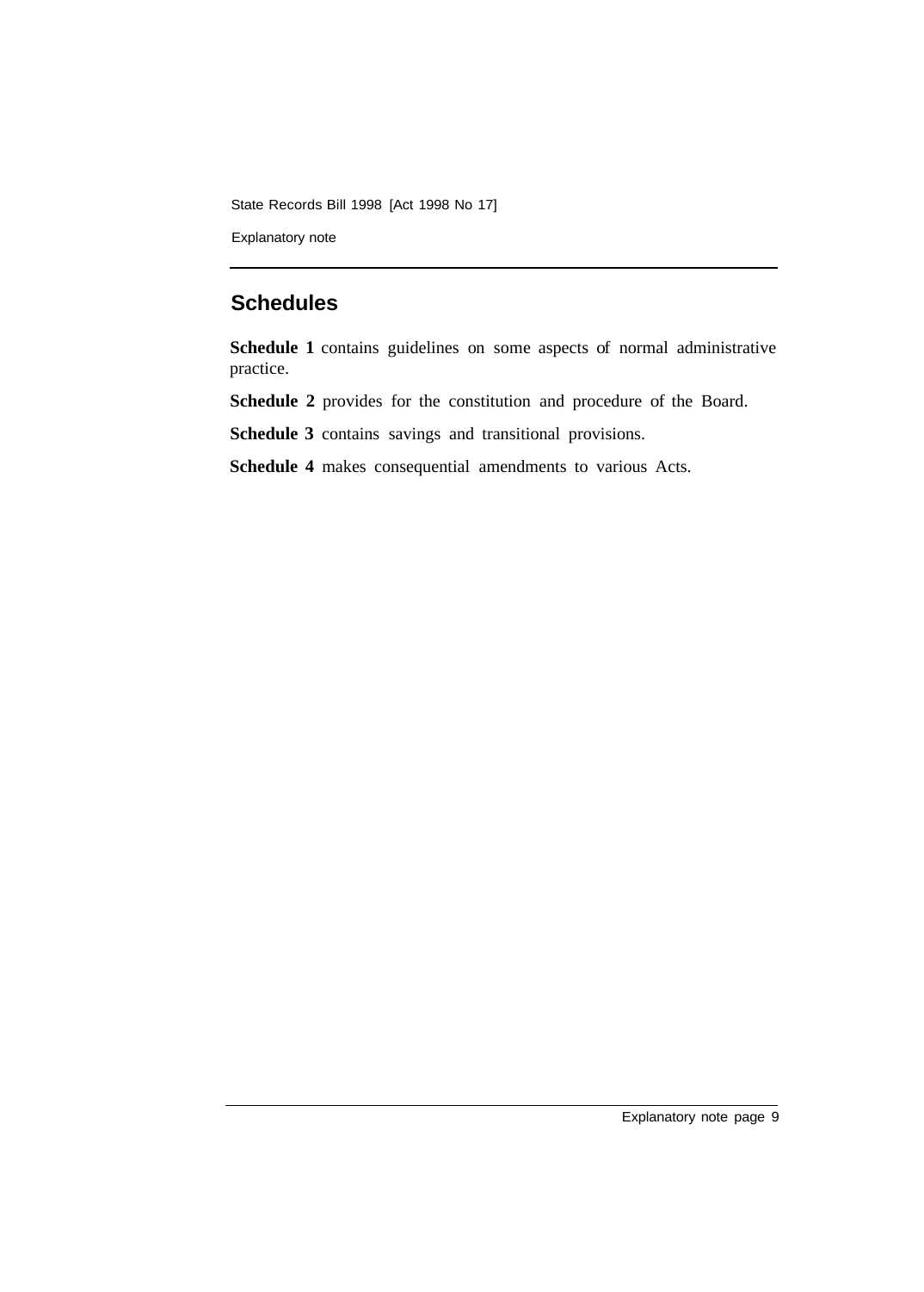## Schedules

**Schedule 1** contains guidelines on some aspects of normal administrative practice.

**Schedule 2** provides for the constitution and procedure of the Board.

**Schedule 3** contains savings and transitional provisions.

**Schedule 4** makes consequential amendments to various Acts.